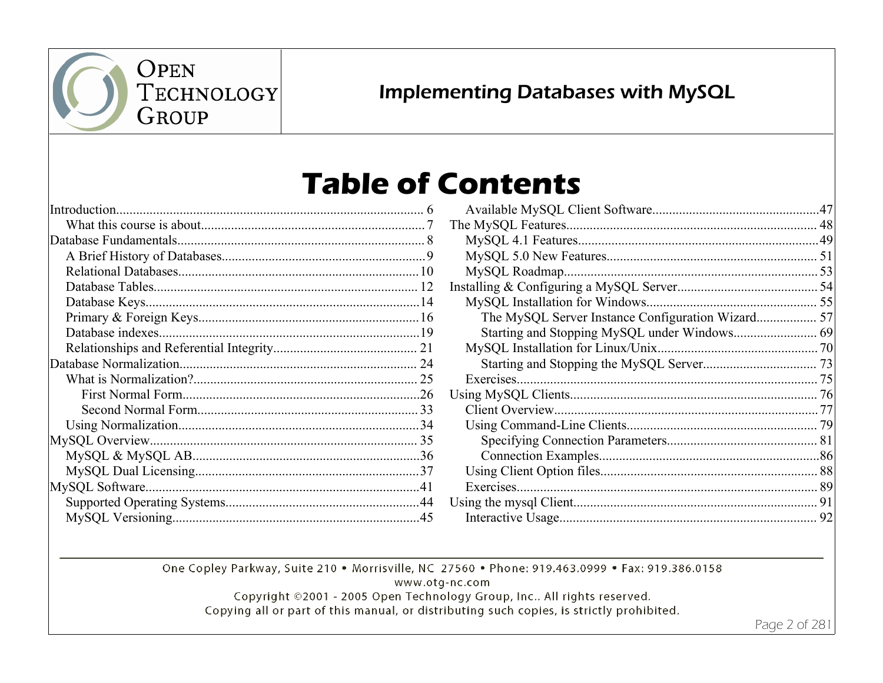# Table of Contents

- Introduction........................................................................................ 6
  - What this course is about.................................................................. 7
- Database Fundamentals......................................................................... 8
  - A Brief History of Databases............................................................ 9
  - Relational Databases....................................................................... 10
  - Database Tables.............................................................................. 12
  - Database Keys.................................................................................. 14
  - Primary & Foreign Keys.................................................................. 16
  - Database indexes.............................................................................. 19
  - Relationships and Referential Integrity........................................... 21
- Database Normalization....................................................................... 24
  - What is Normalization?.................................................................... 25
    - First Normal Form....................................................................... 26
    - Second Normal Form................................................................... 33
  - Using Normalization........................................................................ 34
- MySQL Overview................................................................................ 35
  - MySQL & MySQL AB.................................................................... 36
  - MySQL Dual Licensing................................................................... 37
- MySQL Software.................................................................................. 41
  - Supported Operating Systems.......................................................... 44
  - MySQL Versioning.......................................................................... 45
  - Available MySQL Client Software.................................................. 47
- The MySQL Features........................................................................... 48
  - MySQL 4.1 Features........................................................................ 49
  - MySQL 5.0 New Features................................................................ 51
  - MySQL Roadmap............................................................................ 53
- Installing & Configuring a MySQL Server.......................................... 54
  - MySQL Installation for Windows.................................................... 55
    - The MySQL Server Instance Configuration Wizard.................. 57
    - Starting and Stopping MySQL under Windows......................... 69
  - MySQL Installation for Linux/Unix................................................ 70
    - Starting and Stopping the MySQL Server.................................. 73
  - Exercises.......................................................................................... 75
- Using MySQL Clients.......................................................................... 76
  - Client Overview............................................................................... 77
  - Using Command-Line Clients.......................................................... 79
    - Specifying Connection Parameters............................................. 81
    - Connection Examples.................................................................. 86
  - Using Client Option files................................................................. 88
  - Exercises.......................................................................................... 89
- Using the mysql Client......................................................................... 91
  - Interactive Usage............................................................................. 92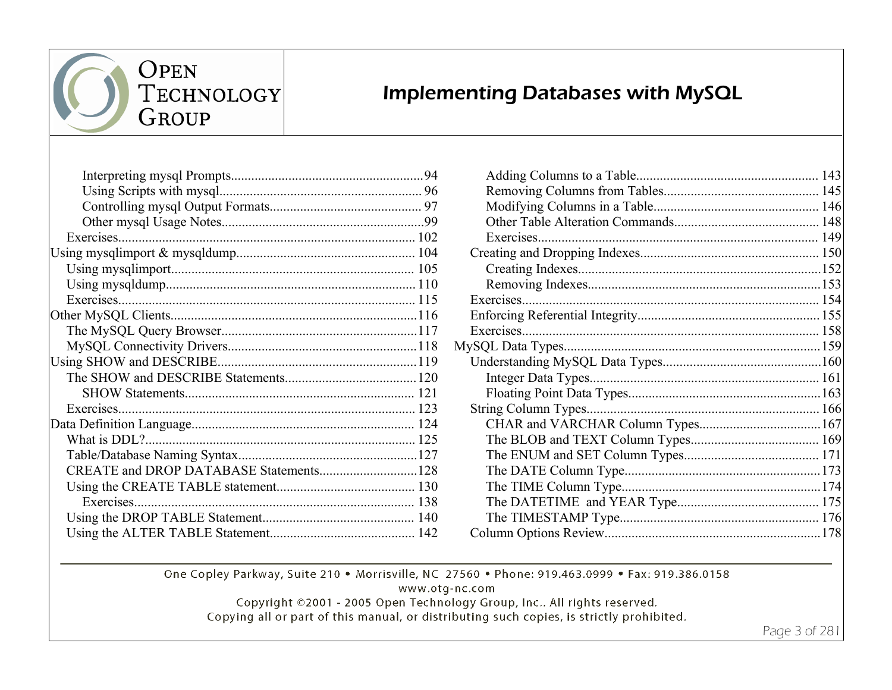- Interpreting mysql Prompts........................................................94
- Using Scripts with mysql........................................................... 96
- Controlling mysql Output Formats............................................ 97
- Other mysql Usage Notes...........................................................99

Exercises........................................................................................ 102

Using mysqlimport & mysqldump..................................................... 104

Using mysqlimport........................................................................ 105

Using mysqldump.......................................................................... 110

Exercises........................................................................................ 115

Other MySQL Clients.........................................................................116

The MySQL Query Browser..........................................................117

MySQL Connectivity Drivers........................................................118

Using SHOW and DESCRIBE...........................................................119

The SHOW and DESCRIBE Statements.......................................120

- SHOW Statements.................................................................... 121

Exercises........................................................................................ 123

Data Definition Language.................................................................. 124

What is DDL?............................................................................... 125

Table/Database Naming Syntax.....................................................127

CREATE and DROP DATABASE Statements.............................128

Using the CREATE TABLE statement......................................... 130

- Exercises.................................................................................. 138

Using the DROP TABLE Statement............................................. 140

Using the ALTER TABLE Statement........................................... 142

- Adding Columns to a Table..................................................... 143
- Removing Columns from Tables............................................. 145
- Modifying Columns in a Table................................................ 146
- Other Table Alteration Commands.......................................... 148
- Exercises.................................................................................. 149

Creating and Dropping Indexes..................................................... 150

- Creating Indexes.......................................................................152
- Removing Indexes....................................................................153

Exercises........................................................................................ 154

Enforcing Referential Integrity...................................................... 155

Exercises........................................................................................ 158

MySQL Data Types........................................................................... 159

Understanding MySQL Data Types...............................................160

- Integer Data Types................................................................... 161
- Floating Point Data Types........................................................163

String Column Types..................................................................... 166

- CHAR and VARCHAR Column Types...................................167
- The BLOB and TEXT Column Types..................................... 169
- The ENUM and SET Column Types....................................... 171
- The DATE Column Type.........................................................173
- The TIME Column Type..........................................................174
- The DATETIME and YEAR Type.......................................... 175
- The TIMESTAMP Type........................................................... 176

Column Options Review................................................................178

One Copley Parkway, Suite 210 • Morrisville, NC 27560 • Phone: 919.463.0999 • Fax: 919.386.0158
www.otg-nc.com
Copyright ©2001 - 2005 Open Technology Group, Inc.. All rights reserved.
Copying all or part of this manual, or distributing such copies, is strictly prohibited.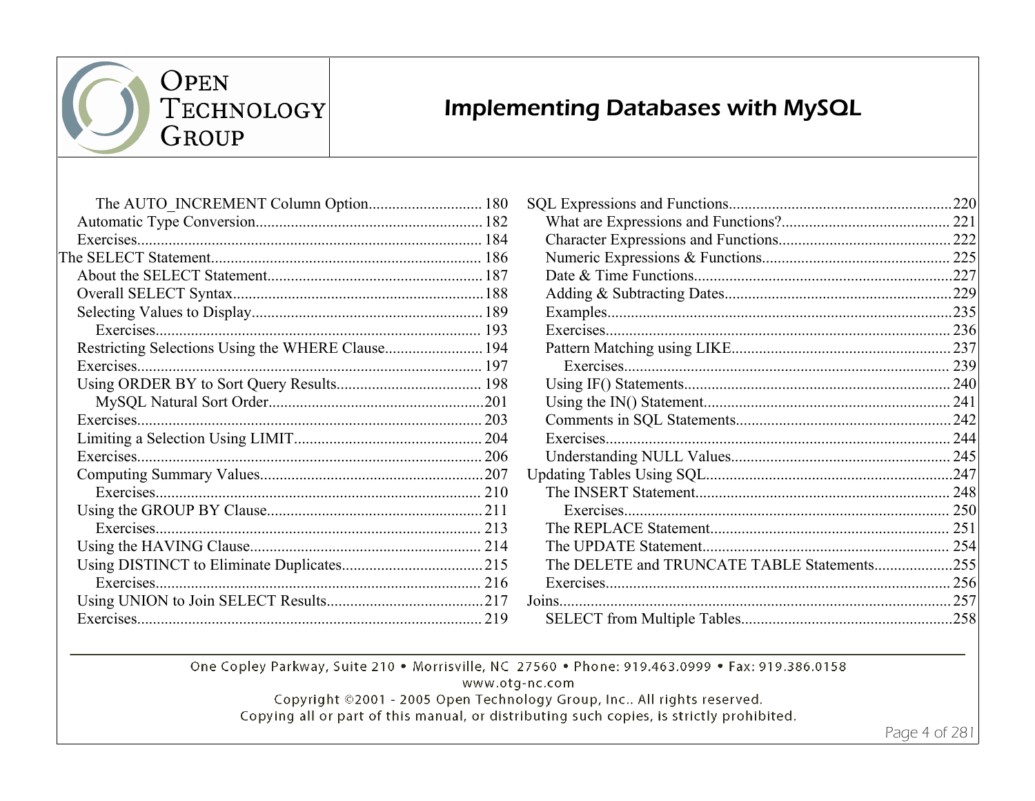- The AUTO_INCREMENT Column Option............................ 180
- Automatic Type Conversion......................................................... 182
- Exercises....................................................................................... 184

The SELECT Statement..................................................................... 186

- About the SELECT Statement....................................................... 187
- Overall SELECT Syntax................................................................ 188
- Selecting Values to Display........................................................... 189
  - Exercises.................................................................................. 193
- Restricting Selections Using the WHERE Clause......................... 194
- Exercises....................................................................................... 197
- Using ORDER BY to Sort Query Results..................................... 198
  - MySQL Natural Sort Order....................................................... 201
- Exercises....................................................................................... 203
- Limiting a Selection Using LIMIT................................................ 204
- Exercises....................................................................................... 206
- Computing Summary Values......................................................... 207
  - Exercises.................................................................................. 210
- Using the GROUP BY Clause....................................................... 211
  - Exercises.................................................................................. 213
- Using the HAVING Clause........................................................... 214
- Using DISTINCT to Eliminate Duplicates.................................... 215
  - Exercises.................................................................................. 216
- Using UNION to Join SELECT Results........................................ 217
- Exercises....................................................................................... 219

SQL Expressions and Functions........................................................ 220

- What are Expressions and Functions?........................................... 221
- Character Expressions and Functions............................................ 222
- Numeric Expressions & Functions................................................ 225
- Date & Time Functions................................................................. 227
- Adding & Subtracting Dates......................................................... 229
- Examples....................................................................................... 235
- Exercises....................................................................................... 236
- Pattern Matching using LIKE....................................................... 237
  - Exercises.................................................................................. 239
- Using IF() Statements.................................................................... 240
- Using the IN() Statement............................................................... 241
- Comments in SQL Statements....................................................... 242
- Exercises....................................................................................... 244
- Understanding NULL Values........................................................ 245

Updating Tables Using SQL.............................................................. 247

- The INSERT Statement................................................................. 248
  - Exercises.................................................................................. 250
- The REPLACE Statement............................................................. 251
- The UPDATE Statement............................................................... 254
- The DELETE and TRUNCATE TABLE Statements.................... 255
- Exercises....................................................................................... 256

Joins.................................................................................................. 257

- SELECT from Multiple Tables..................................................... 258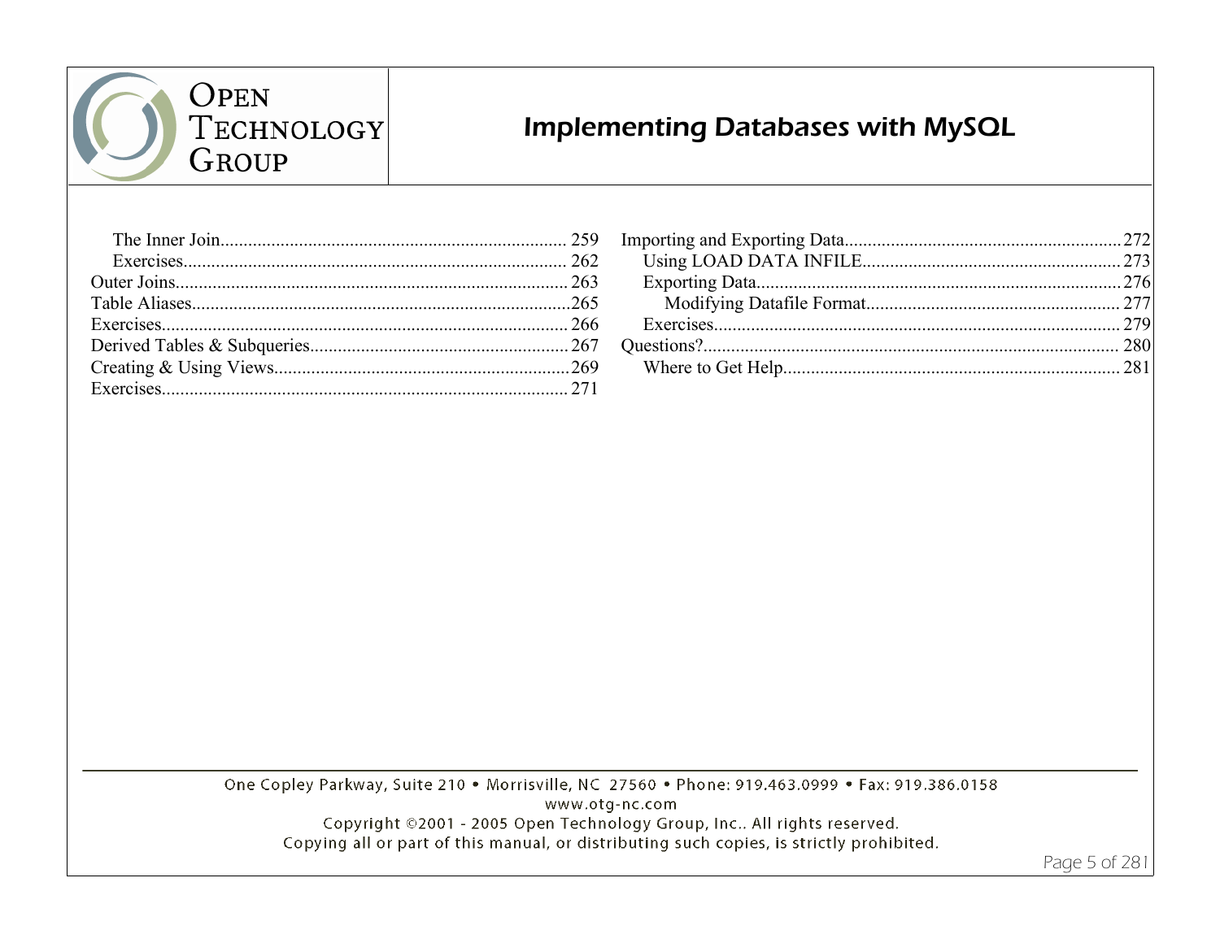- The Inner Join.......................................................................... 259
- Exercises.................................................................................. 262

Outer Joins.................................................................................. 263

Table Aliases................................................................................ 265

Exercises...................................................................................... 266

Derived Tables & Subqueries....................................................... 267

Creating & Using Views............................................................... 269

Exercises...................................................................................... 271

Importing and Exporting Data......................................................... 272

- Using LOAD DATA INFILE...................................................... 273
- Exporting Data.......................................................................... 276
  - Modifying Datafile Format..................................................... 277
- Exercises.................................................................................. 279

Questions?..................................................................................... 280

- Where to Get Help..................................................................... 281